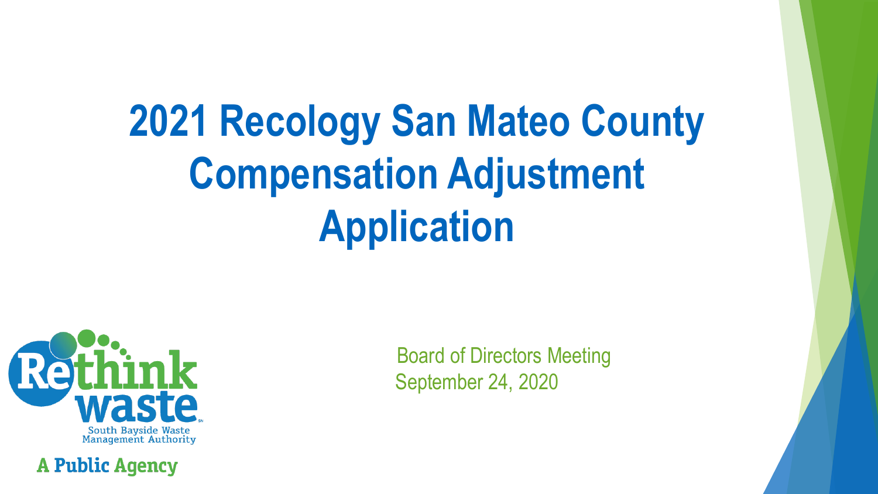# 2021 Recology San Mateo County Compensation Adjustment Application

Rethink waste

South Bayside Waste Management Authority

A Public Agency

Board of Directors Meeting
September 24, 2020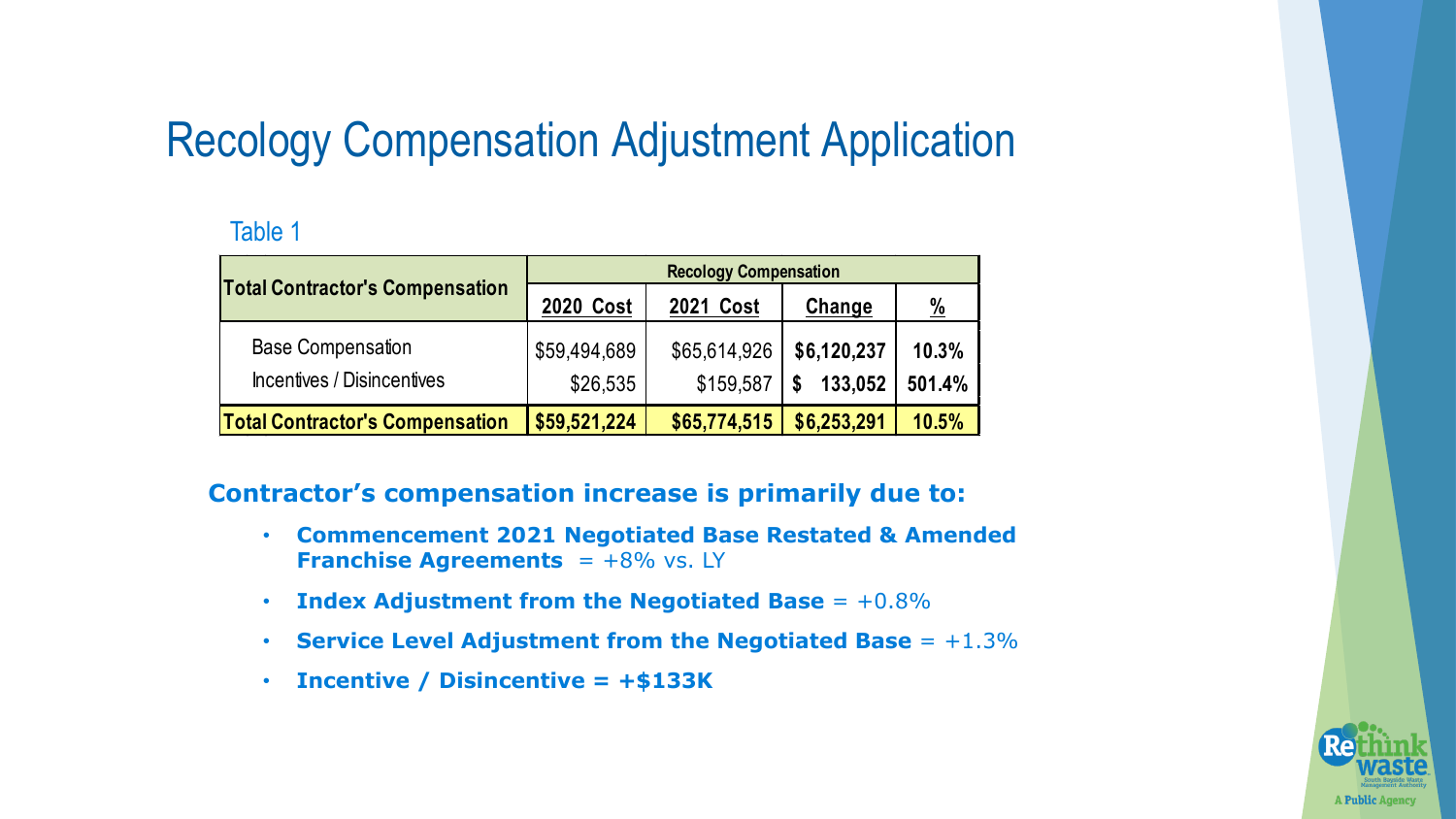# Recology Compensation Adjustment Application

Table 1

| Total Contractor's Compensation | Recology Compensation | | | |
|---|---|---|---|---|
| | **2020 Cost** | **2021 Cost** | **Change** | **%** |
| Base Compensation | $59,494,689 | $65,614,926 | **$6,120,237** | **10.3%** |
| Incentives / Disincentives | $26,535 | $159,587 | **$ 133,052** | **501.4%** |
| **Total Contractor's Compensation** | **$59,521,224** | **$65,774,515** | **$6,253,291** | **10.5%** |

**Contractor's compensation increase is primarily due to:**

- **Commencement 2021 Negotiated Base Restated & Amended Franchise Agreements** = +8% vs. LY
- **Index Adjustment from the Negotiated Base** = +0.8%
- **Service Level Adjustment from the Negotiated Base** = +1.3%
- **Incentive / Disincentive = +$133K**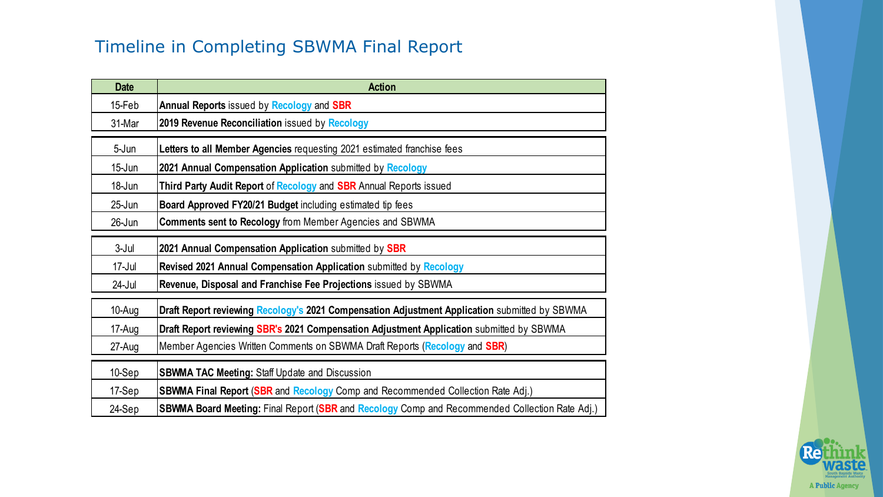## Timeline in Completing SBWMA Final Report

| Date | Action |
|---|---|
| 15-Feb | **Annual Reports** issued by **Recology** and **SBR** |
| 31-Mar | **2019 Revenue Reconciliation** issued by **Recology** |
| 5-Jun | **Letters to all Member Agencies** requesting 2021 estimated franchise fees |
| 15-Jun | **2021 Annual Compensation Application** submitted by **Recology** |
| 18-Jun | **Third Party Audit Report** of **Recology** and **SBR** Annual Reports issued |
| 25-Jun | **Board Approved FY20/21 Budget** including estimated tip fees |
| 26-Jun | **Comments sent to Recology** from Member Agencies and SBWMA |
| 3-Jul | **2021 Annual Compensation Application** submitted by **SBR** |
| 17-Jul | **Revised 2021 Annual Compensation Application** submitted by **Recology** |
| 24-Jul | **Revenue, Disposal and Franchise Fee Projections** issued by SBWMA |
| 10-Aug | **Draft Report reviewing Recology's 2021 Compensation Adjustment Application** submitted by SBWMA |
| 17-Aug | **Draft Report reviewing SBR's 2021 Compensation Adjustment Application** submitted by SBWMA |
| 27-Aug | Member Agencies Written Comments on SBWMA Draft Reports (**Recology** and **SBR**) |
| 10-Sep | **SBWMA TAC Meeting:** Staff Update and Discussion |
| 17-Sep | **SBWMA Final Report** (**SBR** and **Recology** Comp and Recommended Collection Rate Adj.) |
| 24-Sep | **SBWMA Board Meeting:** Final Report (**SBR** and **Recology** Comp and Recommended Collection Rate Adj.) |

Rethink waste
South Bayside Waste Management Authority
A Public Agency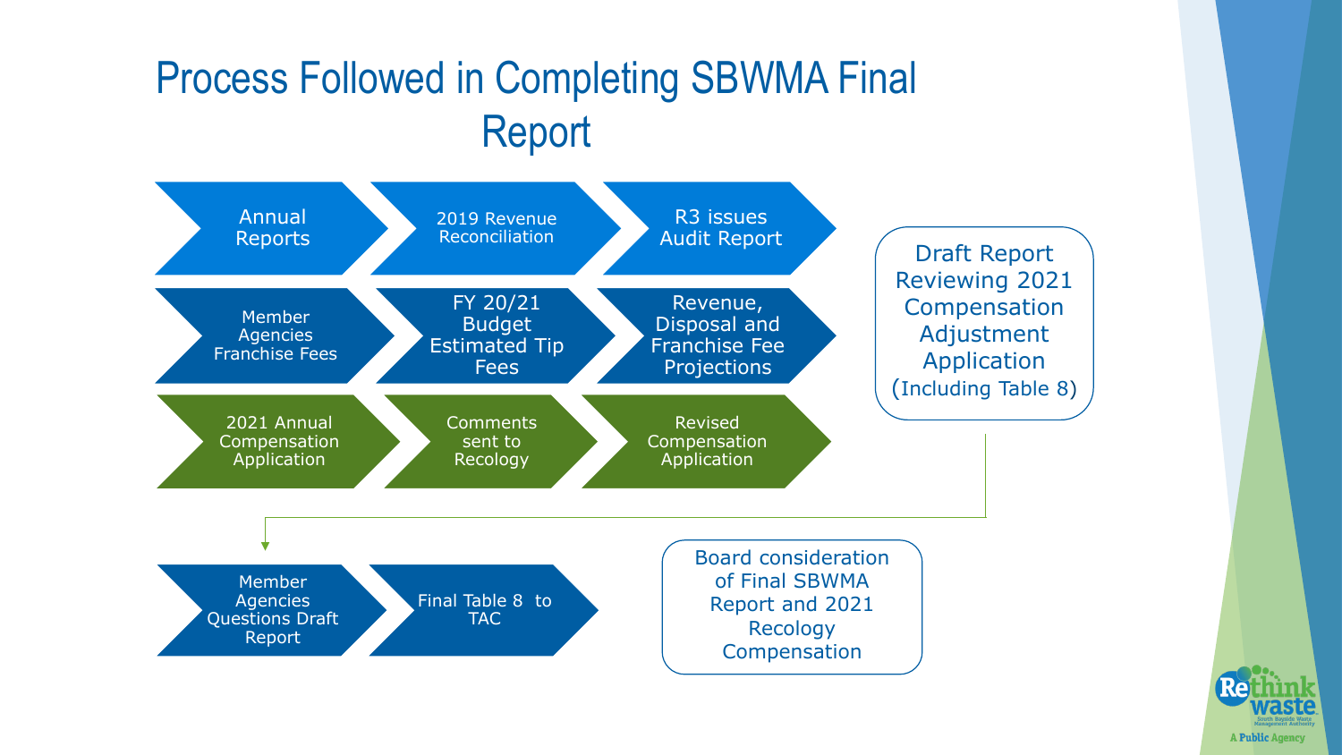# Process Followed in Completing SBWMA Final Report

- Annual Reports
- 2019 Revenue Reconciliation
- R3 issues Audit Report

- Member Agencies Franchise Fees
- FY 20/21 Budget Estimated Tip Fees
- Revenue, Disposal and Franchise Fee Projections

- 2021 Annual Compensation Application
- Comments sent to Recology
- Revised Compensation Application

Draft Report Reviewing 2021 Compensation Adjustment Application (Including Table 8)

- Member Agencies Questions Draft Report
- Final Table 8 to TAC

Board consideration of Final SBWMA Report and 2021 Recology Compensation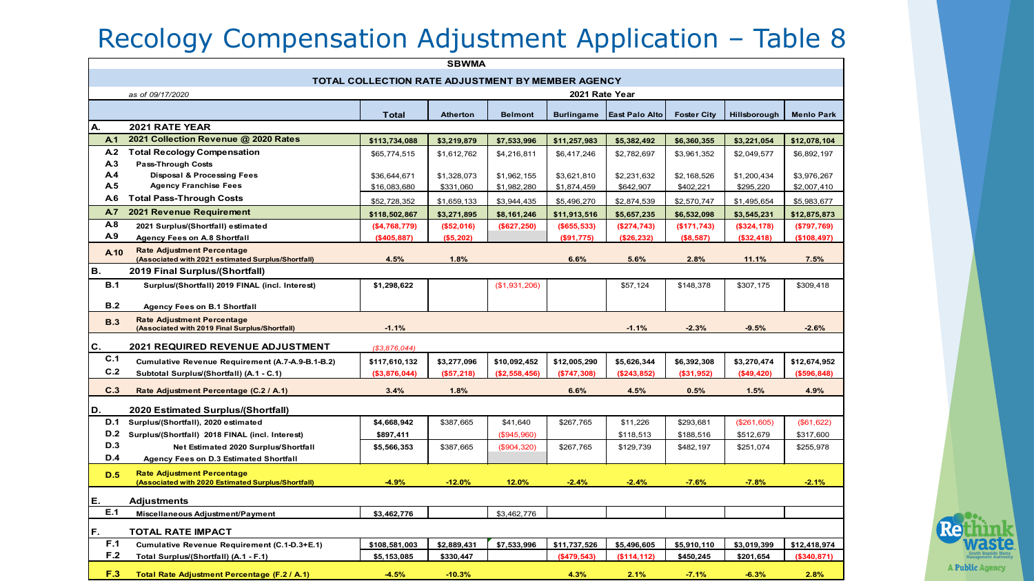# Recology Compensation Adjustment Application – Table 8

| | | Total | Atherton | Belmont | Burlingame | East Palo Alto | Foster City | Hillsborough | Menlo Park |
|---|---|---|---|---|---|---|---|---|---|
| | **SBWMA** | | | | | | | | |
| | **TOTAL COLLECTION RATE ADJUSTMENT BY MEMBER AGENCY** | | | | | | | | |
| | *as of 09/17/2020* | **2021 Rate Year** | | | | | | | |
| **A.** | **2021 RATE YEAR** | | | | | | | | |
| **A.1** | **2021 Collection Revenue @ 2020 Rates** | **$113,734,088** | **$3,219,879** | **$7,533,996** | **$11,257,983** | **$5,382,492** | **$6,360,355** | **$3,221,054** | **$12,078,104** |
| A.2 | **Total Recology Compensation** | $65,774,515 | $1,612,762 | $4,216,811 | $6,417,246 | $2,782,697 | $3,961,352 | $2,049,577 | $6,892,197 |
| A.3 | Pass-Through Costs | | | | | | | | |
| A.4 | Disposal & Processing Fees | $36,644,671 | $1,328,073 | $1,962,155 | $3,621,810 | $2,231,632 | $2,168,526 | $1,200,434 | $3,976,267 |
| A.5 | Agency Franchise Fees | $16,083,680 | $331,060 | $1,982,280 | $1,874,459 | $642,907 | $402,221 | $295,220 | $2,007,410 |
| A.6 | **Total Pass-Through Costs** | $52,728,352 | $1,659,133 | $3,944,435 | $5,496,270 | $2,874,539 | $2,570,747 | $1,495,654 | $5,983,677 |
| **A.7** | **2021 Revenue Requirement** | **$118,502,867** | **$3,271,895** | **$8,161,246** | **$11,913,516** | **$5,657,235** | **$6,532,098** | **$3,545,231** | **$12,875,873** |
| A.8 | 2021 Surplus/(Shortfall) estimated | ($4,768,779) | ($52,016) | ($627,250) | ($655,533) | ($274,743) | ($171,743) | ($324,178) | ($797,769) |
| A.9 | Agency Fees on A.8 Shortfall | ($405,887) | ($5,202) | | ($91,775) | ($26,232) | ($8,587) | ($32,418) | ($108,497) |
| A.10 | Rate Adjustment Percentage (Associated with 2021 estimated Surplus/Shortfall) | 4.5% | 1.8% | | 6.6% | 5.6% | 2.8% | 11.1% | 7.5% |
| **B.** | **2019 Final Surplus/(Shortfall)** | | | | | | | | |
| B.1 | Surplus/(Shortfall) 2019 FINAL (incl. Interest) | $1,298,622 | | ($1,931,206) | | $57,124 | $148,378 | $307,175 | $309,418 |
| B.2 | Agency Fees on B.1 Shortfall | | | | | | | | |
| B.3 | Rate Adjustment Percentage (Associated with 2019 Final Surplus/Shortfall) | -1.1% | | | | -1.1% | -2.3% | -9.5% | -2.6% |
| **C.** | **2021 REQUIRED REVENUE ADJUSTMENT** | *($3,876,044)* | | | | | | | |
| C.1 | Cumulative Revenue Requirement (A.7-A.9-B.1-B.2) | $117,610,132 | $3,277,096 | $10,092,452 | $12,005,290 | $5,626,344 | $6,392,308 | $3,270,474 | $12,674,952 |
| C.2 | Subtotal Surplus/(Shortfall) (A.1 - C.1) | ($3,876,044) | ($57,218) | ($2,558,456) | ($747,308) | ($243,852) | ($31,952) | ($49,420) | ($596,848) |
| C.3 | Rate Adjustment Percentage (C.2 / A.1) | 3.4% | 1.8% | | 6.6% | 4.5% | 0.5% | 1.5% | 4.9% |
| **D.** | **2020 Estimated Surplus/(Shortfall)** | | | | | | | | |
| D.1 | Surplus/(Shortfall), 2020 estimated | $4,668,942 | $387,665 | $41,640 | $267,765 | $11,226 | $293,681 | ($261,605) | ($61,622) |
| D.2 | Surplus/(Shortfall) 2018 FINAL (incl. Interest) | $897,411 | | ($945,960) | | $118,513 | $188,516 | $512,679 | $317,600 |
| D.3 | Net Estimated 2020 Surplus/Shortfall | $5,566,353 | $387,665 | ($904,320) | $267,765 | $129,739 | $482,197 | $251,074 | $255,978 |
| D.4 | Agency Fees on D.3 Estimated Shortfall | | | | | | | | |
| D.5 | Rate Adjustment Percentage (Associated with 2020 Estimated Surplus/Shortfall) | -4.9% | -12.0% | 12.0% | -2.4% | -2.4% | -7.6% | -7.8% | -2.1% |
| **E.** | **Adjustments** | | | | | | | | |
| E.1 | Miscellaneous Adjustment/Payment | $3,462,776 | | $3,462,776 | | | | | |
| **F.** | **TOTAL RATE IMPACT** | | | | | | | | |
| F.1 | Cumulative Revenue Requirement (C.1-D.3+E.1) | $108,581,003 | $2,889,431 | $7,533,996 | $11,737,526 | $5,496,605 | $5,910,110 | $3,019,399 | $12,418,974 |
| F.2 | Total Surplus/(Shortfall) (A.1 - F.1) | $5,153,085 | $330,447 | | ($479,543) | ($114,112) | $450,245 | $201,654 | ($340,871) |
| F.3 | Total Rate Adjustment Percentage (F.2 / A.1) | -4.5% | -10.3% | | 4.3% | 2.1% | -7.1% | -6.3% | 2.8% |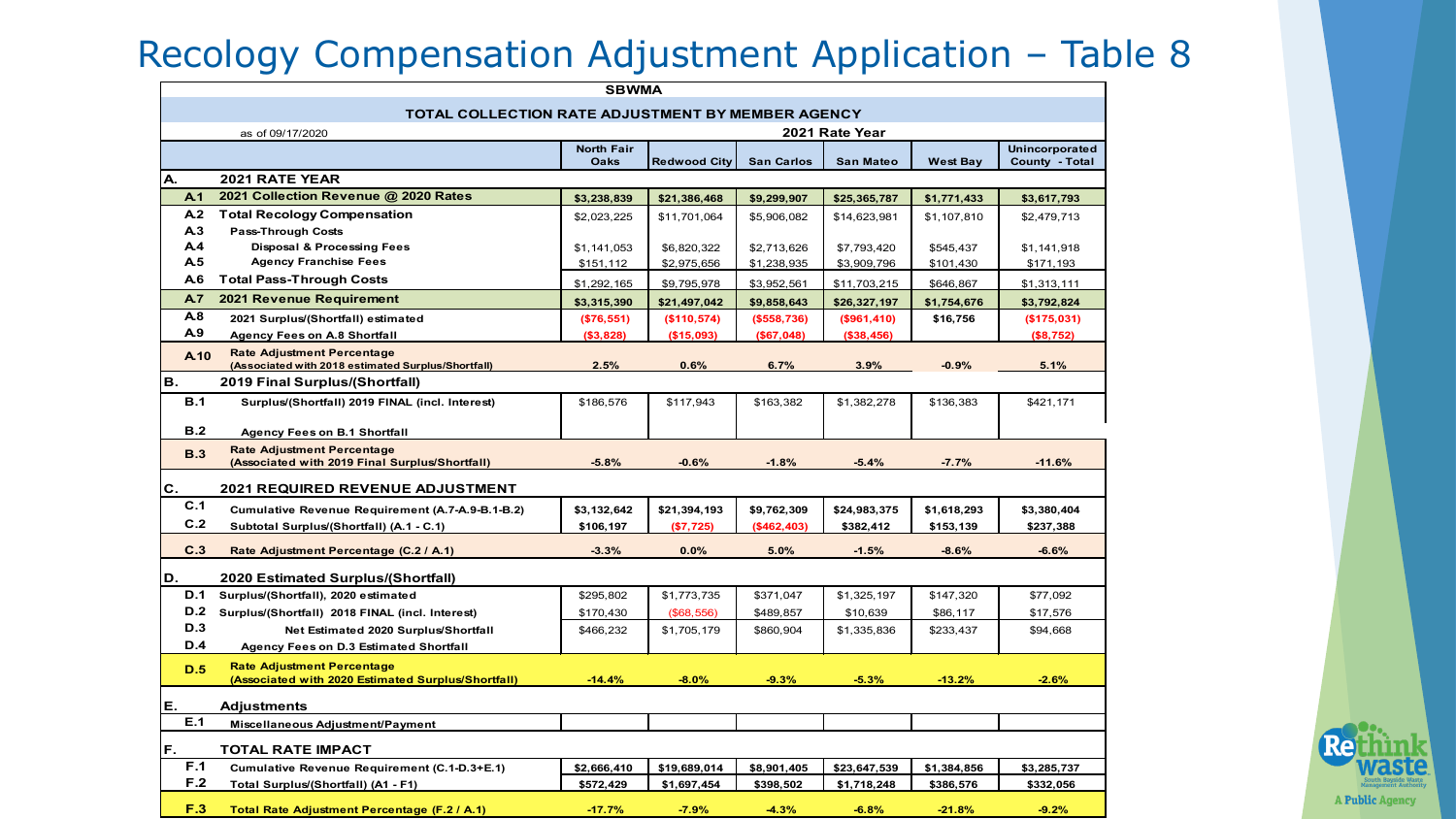# Recology Compensation Adjustment Application – Table 8

**SBWMA**

**TOTAL COLLECTION RATE ADJUSTMENT BY MEMBER AGENCY**

as of 09/17/2020 — **2021 Rate Year**

| | | North Fair Oaks | Redwood City | San Carlos | San Mateo | West Bay | Unincorporated County - Total |
|---|---|---|---|---|---|---|---|
| **A.** | **2021 RATE YEAR** | | | | | | |
| A.1 | **2021 Collection Revenue @ 2020 Rates** | $3,238,839 | $21,386,468 | $9,299,907 | $25,365,787 | $1,771,433 | $3,617,793 |
| A.2 | **Total Recology Compensation** | $2,023,225 | $11,701,064 | $5,906,082 | $14,623,981 | $1,107,810 | $2,479,713 |
| A.3 | **Pass-Through Costs** | | | | | | |
| A.4 | **Disposal & Processing Fees** | $1,141,053 | $6,820,322 | $2,713,626 | $7,793,420 | $545,437 | $1,141,918 |
| A.5 | **Agency Franchise Fees** | $151,112 | $2,975,656 | $1,238,935 | $3,909,796 | $101,430 | $171,193 |
| A.6 | **Total Pass-Through Costs** | $1,292,165 | $9,795,978 | $3,952,561 | $11,703,215 | $646,867 | $1,313,111 |
| A.7 | **2021 Revenue Requirement** | $3,315,390 | $21,497,042 | $9,858,643 | $26,327,197 | $1,754,676 | $3,792,824 |
| A.8 | **2021 Surplus/(Shortfall) estimated** | ($76,551) | ($110,574) | ($558,736) | ($961,410) | $16,756 | ($175,031) |
| A.9 | **Agency Fees on A.8 Shortfall** | ($3,828) | ($15,093) | ($67,048) | ($38,456) | | ($8,752) |
| A.10 | **Rate Adjustment Percentage (Associated with 2018 estimated Surplus/Shortfall)** | 2.5% | 0.6% | 6.7% | 3.9% | -0.9% | 5.1% |
| **B.** | **2019 Final Surplus/(Shortfall)** | | | | | | |
| B.1 | **Surplus/(Shortfall) 2019 FINAL (incl. Interest)** | $186,576 | $117,943 | $163,382 | $1,382,278 | $136,383 | $421,171 |
| B.2 | **Agency Fees on B.1 Shortfall** | | | | | | |
| B.3 | **Rate Adjustment Percentage (Associated with 2019 Final Surplus/Shortfall)** | -5.8% | -0.6% | -1.8% | -5.4% | -7.7% | -11.6% |
| **C.** | **2021 REQUIRED REVENUE ADJUSTMENT** | | | | | | |
| C.1 | **Cumulative Revenue Requirement (A.7-A.9-B.1-B.2)** | $3,132,642 | $21,394,193 | $9,762,309 | $24,983,375 | $1,618,293 | $3,380,404 |
| C.2 | **Subtotal Surplus/(Shortfall) (A.1 - C.1)** | $106,197 | ($7,725) | ($462,403) | $382,412 | $153,139 | $237,388 |
| C.3 | **Rate Adjustment Percentage (C.2 / A.1)** | -3.3% | 0.0% | 5.0% | -1.5% | -8.6% | -6.6% |
| **D.** | **2020 Estimated Surplus/(Shortfall)** | | | | | | |
| D.1 | **Surplus/(Shortfall), 2020 estimated** | $295,802 | $1,773,735 | $371,047 | $1,325,197 | $147,320 | $77,092 |
| D.2 | **Surplus/(Shortfall) 2018 FINAL (incl. Interest)** | $170,430 | ($68,556) | $489,857 | $10,639 | $86,117 | $17,576 |
| D.3 | **Net Estimated 2020 Surplus/Shortfall** | $466,232 | $1,705,179 | $860,904 | $1,335,836 | $233,437 | $94,668 |
| D.4 | **Agency Fees on D.3 Estimated Shortfall** | | | | | | |
| D.5 | **Rate Adjustment Percentage (Associated with 2020 Estimated Surplus/Shortfall)** | -14.4% | -8.0% | -9.3% | -5.3% | -13.2% | -2.6% |
| **E.** | **Adjustments** | | | | | | |
| E.1 | **Miscellaneous Adjustment/Payment** | | | | | | |
| **F.** | **TOTAL RATE IMPACT** | | | | | | |
| F.1 | **Cumulative Revenue Requirement (C.1-D.3+E.1)** | $2,666,410 | $19,689,014 | $8,901,405 | $23,647,539 | $1,384,856 | $3,285,737 |
| F.2 | **Total Surplus/(Shortfall) (A1 - F1)** | $572,429 | $1,697,454 | $398,502 | $1,718,248 | $386,576 | $332,056 |
| F.3 | **Total Rate Adjustment Percentage (F.2 / A.1)** | -17.7% | -7.9% | -4.3% | -6.8% | -21.8% | -9.2% |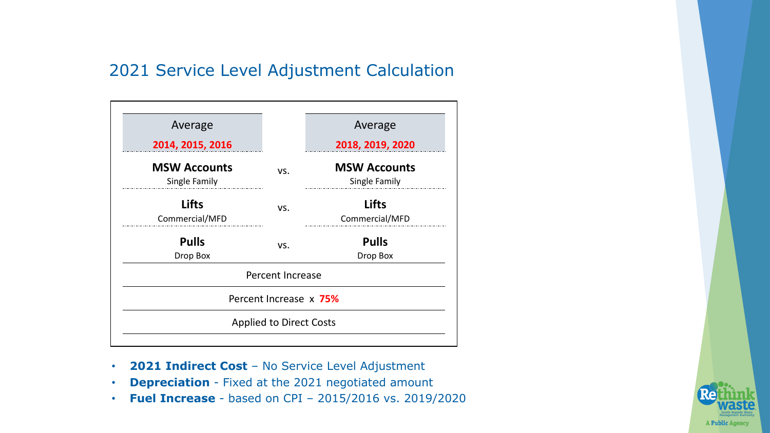## 2021 Service Level Adjustment Calculation

| Average<br>**2014, 2015, 2016** | | Average<br>**2018, 2019, 2020** |
|---|---|---|
| **MSW Accounts**<br>Single Family | vs. | **MSW Accounts**<br>Single Family |
| **Lifts**<br>Commercial/MFD | vs. | **Lifts**<br>Commercial/MFD |
| **Pulls**<br>Drop Box | vs. | **Pulls**<br>Drop Box |
| Percent Increase | | |
| Percent Increase x **75%** | | |
| Applied to Direct Costs | | |

- **2021 Indirect Cost** – No Service Level Adjustment
- **Depreciation** - Fixed at the 2021 negotiated amount
- **Fuel Increase** - based on CPI – 2015/2016 vs. 2019/2020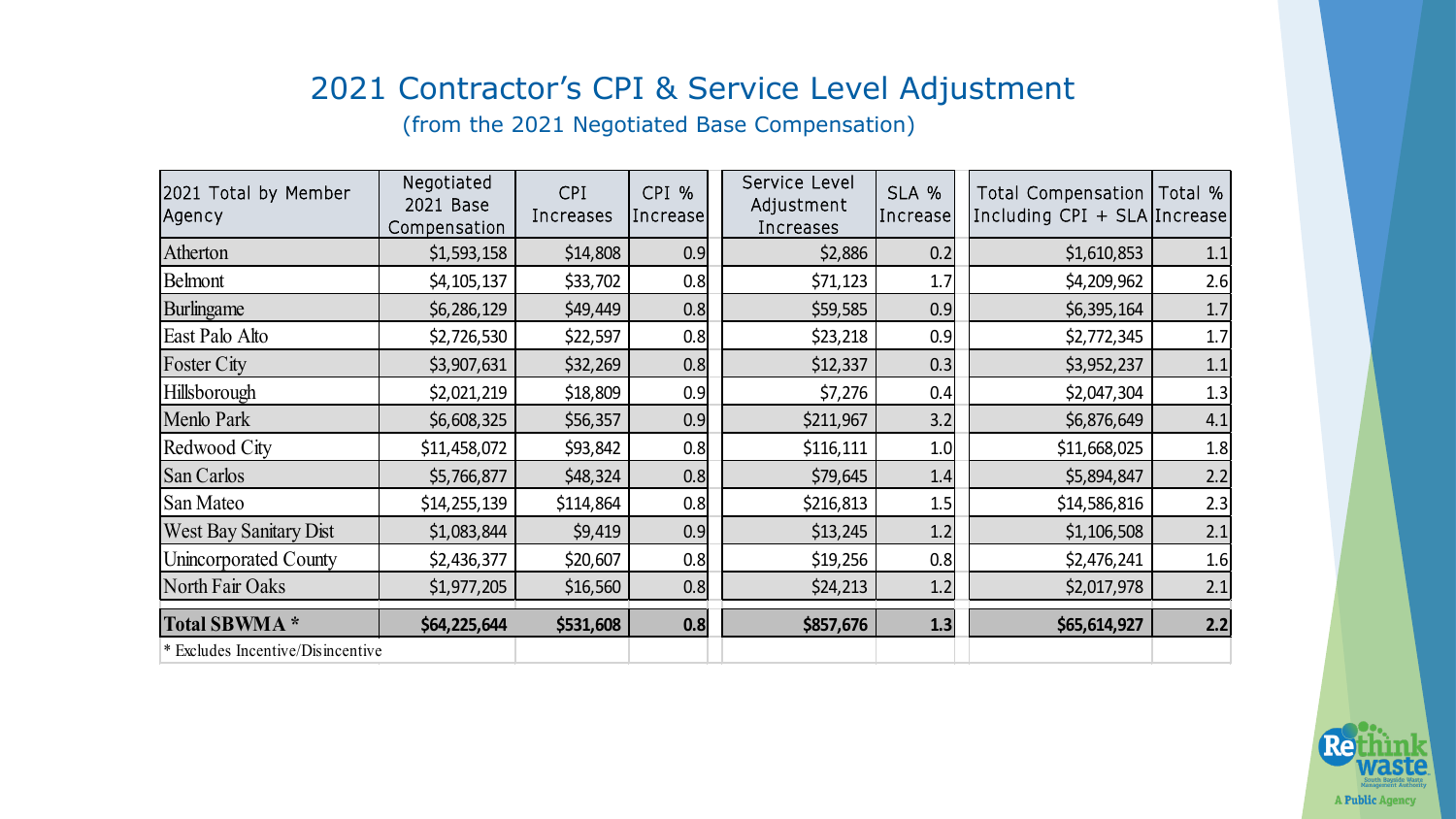# 2021 Contractor's CPI & Service Level Adjustment

(from the 2021 Negotiated Base Compensation)

| 2021 Total by Member Agency | Negotiated 2021 Base Compensation | CPI Increases | CPI % Increase | Service Level Adjustment Increases | SLA % Increase | Total Compensation Including CPI + SLA | Total % Increase |
|---|---|---|---|---|---|---|---|
| Atherton | $1,593,158 | $14,808 | 0.9 | $2,886 | 0.2 | $1,610,853 | 1.1 |
| Belmont | $4,105,137 | $33,702 | 0.8 | $71,123 | 1.7 | $4,209,962 | 2.6 |
| Burlingame | $6,286,129 | $49,449 | 0.8 | $59,585 | 0.9 | $6,395,164 | 1.7 |
| East Palo Alto | $2,726,530 | $22,597 | 0.8 | $23,218 | 0.9 | $2,772,345 | 1.7 |
| Foster City | $3,907,631 | $32,269 | 0.8 | $12,337 | 0.3 | $3,952,237 | 1.1 |
| Hillsborough | $2,021,219 | $18,809 | 0.9 | $7,276 | 0.4 | $2,047,304 | 1.3 |
| Menlo Park | $6,608,325 | $56,357 | 0.9 | $211,967 | 3.2 | $6,876,649 | 4.1 |
| Redwood City | $11,458,072 | $93,842 | 0.8 | $116,111 | 1.0 | $11,668,025 | 1.8 |
| San Carlos | $5,766,877 | $48,324 | 0.8 | $79,645 | 1.4 | $5,894,847 | 2.2 |
| San Mateo | $14,255,139 | $114,864 | 0.8 | $216,813 | 1.5 | $14,586,816 | 2.3 |
| West Bay Sanitary Dist | $1,083,844 | $9,419 | 0.9 | $13,245 | 1.2 | $1,106,508 | 2.1 |
| Unincorporated County | $2,436,377 | $20,607 | 0.8 | $19,256 | 0.8 | $2,476,241 | 1.6 |
| North Fair Oaks | $1,977,205 | $16,560 | 0.8 | $24,213 | 1.2 | $2,017,978 | 2.1 |
| **Total SBWMA \*** | **$64,225,644** | **$531,608** | **0.8** | **$857,676** | **1.3** | **$65,614,927** | **2.2** |

\* Excludes Incentive/Disincentive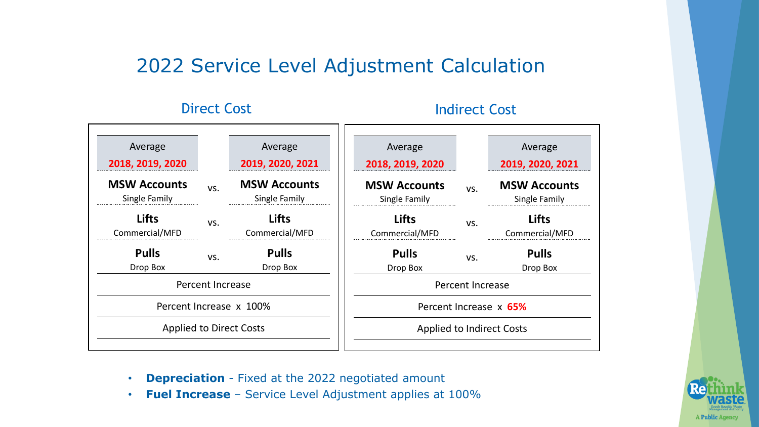# 2022 Service Level Adjustment Calculation

## Direct Cost

| Average 2018, 2019, 2020 | | Average 2019, 2020, 2021 |
|---|---|---|
| **MSW Accounts** Single Family | vs. | **MSW Accounts** Single Family |
| **Lifts** Commercial/MFD | vs. | **Lifts** Commercial/MFD |
| **Pulls** Drop Box | vs. | **Pulls** Drop Box |
| Percent Increase | | |
| Percent Increase x 100% | | |
| Applied to Direct Costs | | |

## Indirect Cost

| Average 2018, 2019, 2020 | | Average 2019, 2020, 2021 |
|---|---|---|
| **MSW Accounts** Single Family | vs. | **MSW Accounts** Single Family |
| **Lifts** Commercial/MFD | vs. | **Lifts** Commercial/MFD |
| **Pulls** Drop Box | vs. | **Pulls** Drop Box |
| Percent Increase | | |
| Percent Increase x **65%** | | |
| Applied to Indirect Costs | | |

- **Depreciation** - Fixed at the 2022 negotiated amount
- **Fuel Increase** – Service Level Adjustment applies at 100%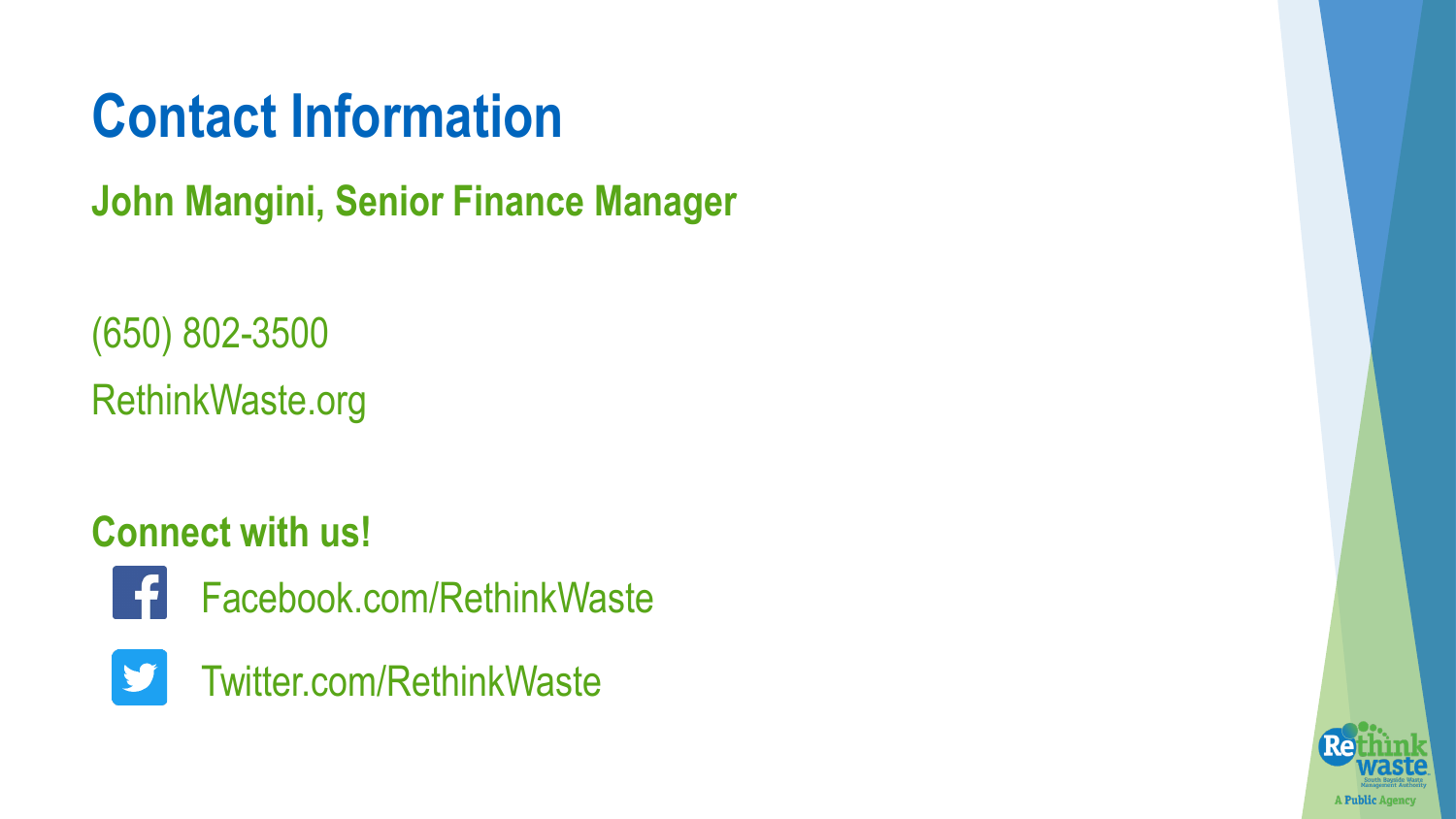# Contact Information

**John Mangini, Senior Finance Manager**

(650) 802-3500

RethinkWaste.org

**Connect with us!**

Facebook.com/RethinkWaste

Twitter.com/RethinkWaste